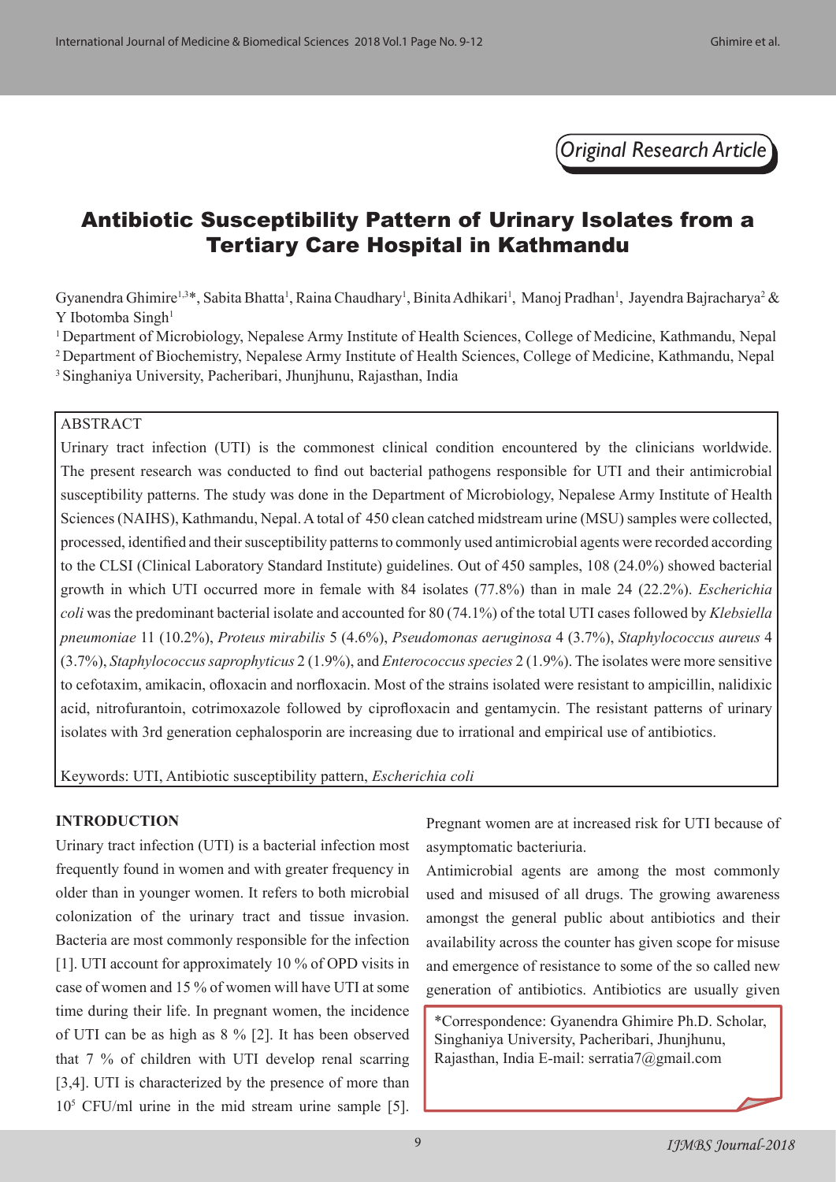*Original Research Article*

# Antibiotic Susceptibility Pattern of Urinary Isolates from a Tertiary Care Hospital in Kathmandu

Gyanendra Ghimire[1,3]*, Sabita Bhatta[1], Raina Chaudhary[1], Binita Adhikari[1], Manoj Pradhan[1], Jayendra Bajracharya[2] & Y Ibotomba Singh[1]

[1] Department of Microbiology, Nepalese Army Institute of Health Sciences, College of Medicine, Kathmandu, Nepal
[2] Department of Biochemistry, Nepalese Army Institute of Health Sciences, College of Medicine, Kathmandu, Nepal
[3] Singhaniya University, Pacheribari, Jhunjhunu, Rajasthan, India

## ABSTRACT

Urinary tract infection (UTI) is the commonest clinical condition encountered by the clinicians worldwide. The present research was conducted to find out bacterial pathogens responsible for UTI and their antimicrobial susceptibility patterns. The study was done in the Department of Microbiology, Nepalese Army Institute of Health Sciences (NAIHS), Kathmandu, Nepal. A total of 450 clean catched midstream urine (MSU) samples were collected, processed, identified and their susceptibility patterns to commonly used antimicrobial agents were recorded according to the CLSI (Clinical Laboratory Standard Institute) guidelines. Out of 450 samples, 108 (24.0%) showed bacterial growth in which UTI occurred more in female with 84 isolates (77.8%) than in male 24 (22.2%). *Escherichia coli* was the predominant bacterial isolate and accounted for 80 (74.1%) of the total UTI cases followed by *Klebsiella pneumoniae* 11 (10.2%), *Proteus mirabilis* 5 (4.6%), *Pseudomonas aeruginosa* 4 (3.7%), *Staphylococcus aureus* 4 (3.7%), *Staphylococcus saprophyticus* 2 (1.9%), and *Enterococcus species* 2 (1.9%). The isolates were more sensitive to cefotaxim, amikacin, ofloxacin and norfloxacin. Most of the strains isolated were resistant to ampicillin, nalidixic acid, nitrofurantoin, cotrimoxazole followed by ciprofloxacin and gentamycin. The resistant patterns of urinary isolates with 3rd generation cephalosporin are increasing due to irrational and empirical use of antibiotics.

Keywords: UTI, Antibiotic susceptibility pattern, *Escherichia coli*

## INTRODUCTION

Urinary tract infection (UTI) is a bacterial infection most frequently found in women and with greater frequency in older than in younger women. It refers to both microbial colonization of the urinary tract and tissue invasion. Bacteria are most commonly responsible for the infection [1]. UTI account for approximately 10 % of OPD visits in case of women and 15 % of women will have UTI at some time during their life. In pregnant women, the incidence of UTI can be as high as 8 % [2]. It has been observed that 7 % of children with UTI develop renal scarring [3,4]. UTI is characterized by the presence of more than $10^5$ CFU/ml urine in the mid stream urine sample [5]. Pregnant women are at increased risk for UTI because of asymptomatic bacteriuria.

Antimicrobial agents are among the most commonly used and misused of all drugs. The growing awareness amongst the general public about antibiotics and their availability across the counter has given scope for misuse and emergence of resistance to some of the so called new generation of antibiotics. Antibiotics are usually given

*Correspondence: Gyanendra Ghimire Ph.D. Scholar, Singhaniya University, Pacheribari, Jhunjhunu, Rajasthan, India E-mail: serratia7@gmail.com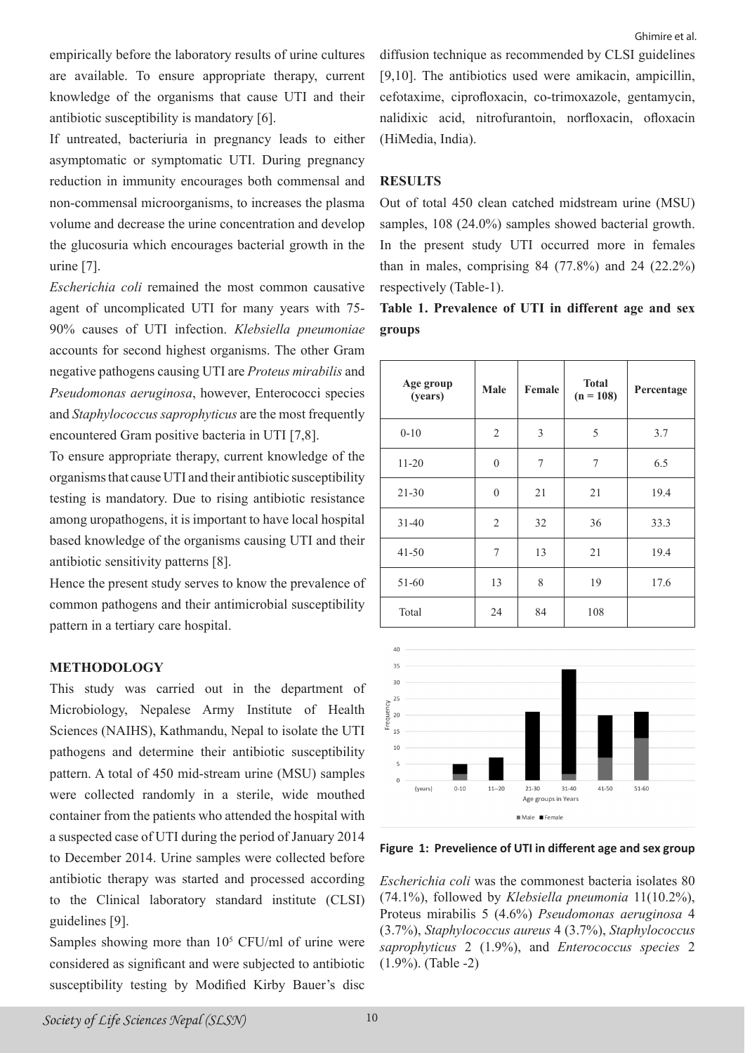empirically before the laboratory results of urine cultures are available. To ensure appropriate therapy, current knowledge of the organisms that cause UTI and their antibiotic susceptibility is mandatory [6].

If untreated, bacteriuria in pregnancy leads to either asymptomatic or symptomatic UTI. During pregnancy reduction in immunity encourages both commensal and non-commensal microorganisms, to increases the plasma volume and decrease the urine concentration and develop the glucosuria which encourages bacterial growth in the urine [7].

*Escherichia coli* remained the most common causative agent of uncomplicated UTI for many years with 75-90% causes of UTI infection. *Klebsiella pneumoniae* accounts for second highest organisms. The other Gram negative pathogens causing UTI are *Proteus mirabilis* and *Pseudomonas aeruginosa*, however, Enterococci species and *Staphylococcus saprophyticus* are the most frequently encountered Gram positive bacteria in UTI [7,8].

To ensure appropriate therapy, current knowledge of the organisms that cause UTI and their antibiotic susceptibility testing is mandatory. Due to rising antibiotic resistance among uropathogens, it is important to have local hospital based knowledge of the organisms causing UTI and their antibiotic sensitivity patterns [8].

Hence the present study serves to know the prevalence of common pathogens and their antimicrobial susceptibility pattern in a tertiary care hospital.

## METHODOLOGY

This study was carried out in the department of Microbiology, Nepalese Army Institute of Health Sciences (NAIHS), Kathmandu, Nepal to isolate the UTI pathogens and determine their antibiotic susceptibility pattern. A total of 450 mid-stream urine (MSU) samples were collected randomly in a sterile, wide mouthed container from the patients who attended the hospital with a suspected case of UTI during the period of January 2014 to December 2014. Urine samples were collected before antibiotic therapy was started and processed according to the Clinical laboratory standard institute (CLSI) guidelines [9].

Samples showing more than $10^5$ CFU/ml of urine were considered as significant and were subjected to antibiotic susceptibility testing by Modified Kirby Bauer's disc diffusion technique as recommended by CLSI guidelines [9,10]. The antibiotics used were amikacin, ampicillin, cefotaxime, ciprofloxacin, co-trimoxazole, gentamycin, nalidixic acid, nitrofurantoin, norfloxacin, ofloxacin (HiMedia, India).

## RESULTS

Out of total 450 clean catched midstream urine (MSU) samples, 108 (24.0%) samples showed bacterial growth. In the present study UTI occurred more in females than in males, comprising 84 (77.8%) and 24 (22.2%) respectively (Table-1).

**Table 1. Prevalence of UTI in different age and sex groups**

| Age group (years) | Male | Female | Total (n = 108) | Percentage |
|---|---|---|---|---|
| 0-10 | 2 | 3 | 5 | 3.7 |
| 11-20 | 0 | 7 | 7 | 6.5 |
| 21-30 | 0 | 21 | 21 | 19.4 |
| 31-40 | 2 | 32 | 36 | 33.3 |
| 41-50 | 7 | 13 | 21 | 19.4 |
| 51-60 | 13 | 8 | 19 | 17.6 |
| Total | 24 | 84 | 108 | |

**Figure 1: Prevelience of UTI in different age and sex group**

*Escherichia coli* was the commonest bacteria isolates 80 (74.1%), followed by *Klebsiella pneumonia* 11(10.2%), Proteus mirabilis 5 (4.6%) *Pseudomonas aeruginosa* 4 (3.7%), *Staphylococcus aureus* 4 (3.7%), *Staphylococcus saprophyticus* 2 (1.9%), and *Enterococcus species* 2 (1.9%). (Table -2)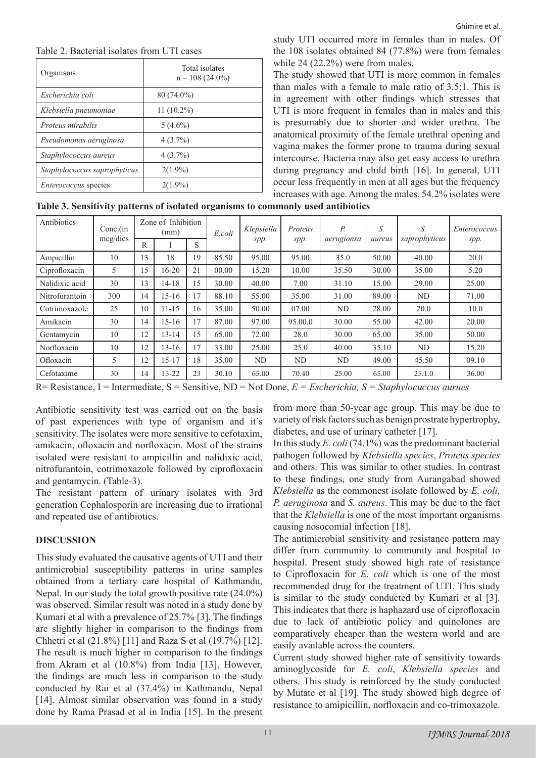Table 2. Bacterial isolates from UTI cases

| Organisms | Total isolates n = 108 (24.0%) |
|---|---|
| *Escherichia coli* | 80 (74.0%) |
| *Klebsiella pneumoniae* | 11 (10.2%) |
| *Proteus mirabilis* | 5 (4.6%) |
| *Pseudomonas aeruginosa* | 4 (3.7%) |
| *Staphylococcus aureus* | 4 (3.7%) |
| *Staphylococcus saprophyticus* | 2(1.9%) |
| *Enterococcus* species | 2(1.9%) |

study UTI occurred more in females than in males. Of the 108 isolates obtained 84 (77.8%) were from females while 24 (22.2%) were from males.

The study showed that UTI is more common in females than males with a female to male ratio of 3.5:1. This is in agreement with other findings which stresses that UTI is more frequent in females than in males and this is presumably due to shorter and wider urethra. The anatomical proximity of the female urethral opening and vagina makes the former prone to trauma during sexual intercourse. Bacteria may also get easy access to urethra during pregnancy and child birth [16]. In general, UTI occur less frequently in men at all ages but the frequency increases with age. Among the males, 54.2% isolates were from more than 50-year age group. This may be due to variety of risk factors such as benign prostrate hypertrophy, diabetes, and use of urinary catheter [17].

**Table 3. Sensitivity patterns of isolated organisms to commonly used antibiotics**

| Antibiotics | Conc.(in mcg/dics | Zone of Inhibition (mm) | | | *E.coli* | *Klepsiella spp.* | *Proteus spp.* | *P. aerugionsa* | *S. aureus* | *S. saprophyticus* | *Enterococcus spp.* |
|---|---|---|---|---|---|---|---|---|---|---|---|
| | | R | I | S | | | | | | | |
| Ampicillin | 10 | 13 | 18 | 19 | 85.50 | 95.00 | 95.00 | 35.0 | 50.00 | 40.00 | 20.0 |
| Ciprofloxacin | 5 | 15 | 16-20 | 21 | 00.00 | 15.20 | 10.00 | 35.50 | 30.00 | 35.00 | 5.20 |
| Nalidixic acid | 30 | 13 | 14-18 | 15 | 30.00 | 40.00 | 7.00 | 31.10 | 15.00 | 29.00 | 25.00 |
| Nitrofurantoin | 300 | 14 | 15-16 | 17 | 88.10 | 55.00 | 35.00 | 31.00 | 89.00 | ND | 71.00 |
| Cotrimoxazole | 25 | 10 | 11-15 | 16 | 35.00 | 50.00 | 07.00 | ND | 28.00 | 20.0 | 10.0 |
| Amikacin | 30 | 14 | 15-16 | 17 | 87.00 | 97.00 | 95.00.0 | 30.00 | 55.00 | 42.00 | 20.00 |
| Gentamycin | 10 | 12 | 13-14 | 15 | 65.00 | 72.00 | 28.0 | 30.00 | 65.00 | 35.00 | 50.00 |
| Norfloxacin | 10 | 12 | 13-16 | 17 | 33.00 | 25.00 | 25.0 | 40.00 | 35.10 | ND | 15.20 |
| Ofloxacin | 5 | 12 | 15-17 | 18 | 35.00 | ND | ND | ND | 49.00 | 45.50 | 09.10 |
| Cefotaxime | 30 | 14 | 15-22 | 23 | 30.10 | 65.00 | 70.40 | 25.00 | 65.00 | 25.1.0 | 36.00 |

R= Resistance, I = Intermediate, S = Sensitive, ND = Not Done, *E = Escherichia, S = Staphylocuccus aurues*

Antibiotic sensitivity test was carried out on the basis of past experiences with type of organism and it's sensitivity. The isolates were more sensitive to cefotaxim, amikacin, ofloxacin and norfloxacin. Most of the strains isolated were resistant to ampicillin and nalidixic acid, nitrofurantoin, cotrimoxazole followed by ciprofloxacin and gentamycin. (Table-3).

The resistant pattern of urinary isolates with 3rd generation Cephalosporin are increasing due to irrational and repeated use of antibiotics.

## DISCUSSION

This study evaluated the causative agents of UTI and their antimicrobial susceptibility patterns in urine samples obtained from a tertiary care hospital of Kathmandu, Nepal. In our study the total growth positive rate (24.0%) was observed. Similar result was noted in a study done by Kumari et al with a prevalence of 25.7% [3]. The findings are slightly higher in comparison to the findings from Chhetri et al (21.8%) [11] and Raza S et al (19.7%) [12]. The result is much higher in comparison to the findings from Akram et al (10.8%) from India [13]. However, the findings are much less in comparison to the study conducted by Rai et al (37.4%) in Kathmandu, Nepal [14]. Almost similar observation was found in a study done by Rama Prasad et al in India [15]. In the present study UTI occurred more in females than in males.

In this study *E. coli* (74.1%) was the predominant bacterial pathogen followed by *Klebsiella species*, *Proteus species* and others. This was similar to other studies. In contrast to these findings, one study from Aurangabad showed *Klebsiella* as the commonest isolate followed by *E. coli, P. aeruginosa* and *S. aureus*. This may be due to the fact that the *Klebsiella* is one of the most important organisms causing nosocomial infection [18].

The antimicrobial sensitivity and resistance pattern may differ from community to community and hospital to hospital. Present study showed high rate of resistance to Ciprofloxacin for *E. coli* which is one of the most recommended drug for the treatment of UTI. This study is similar to the study conducted by Kumari et al [3]. This indicates that there is haphazard use of ciprofloxacin due to lack of antibiotic policy and quinolones are comparatively cheaper than the western world and are easily available across the counters.

Current study showed higher rate of sensitivity towards aminoglycoside for *E. coli*, *Klebsiella species* and others. This study is reinforced by the study conducted by Mutate et al [19]. The study showed high degree of resistance to amipicillin, norfloxacin and co-trimoxazole.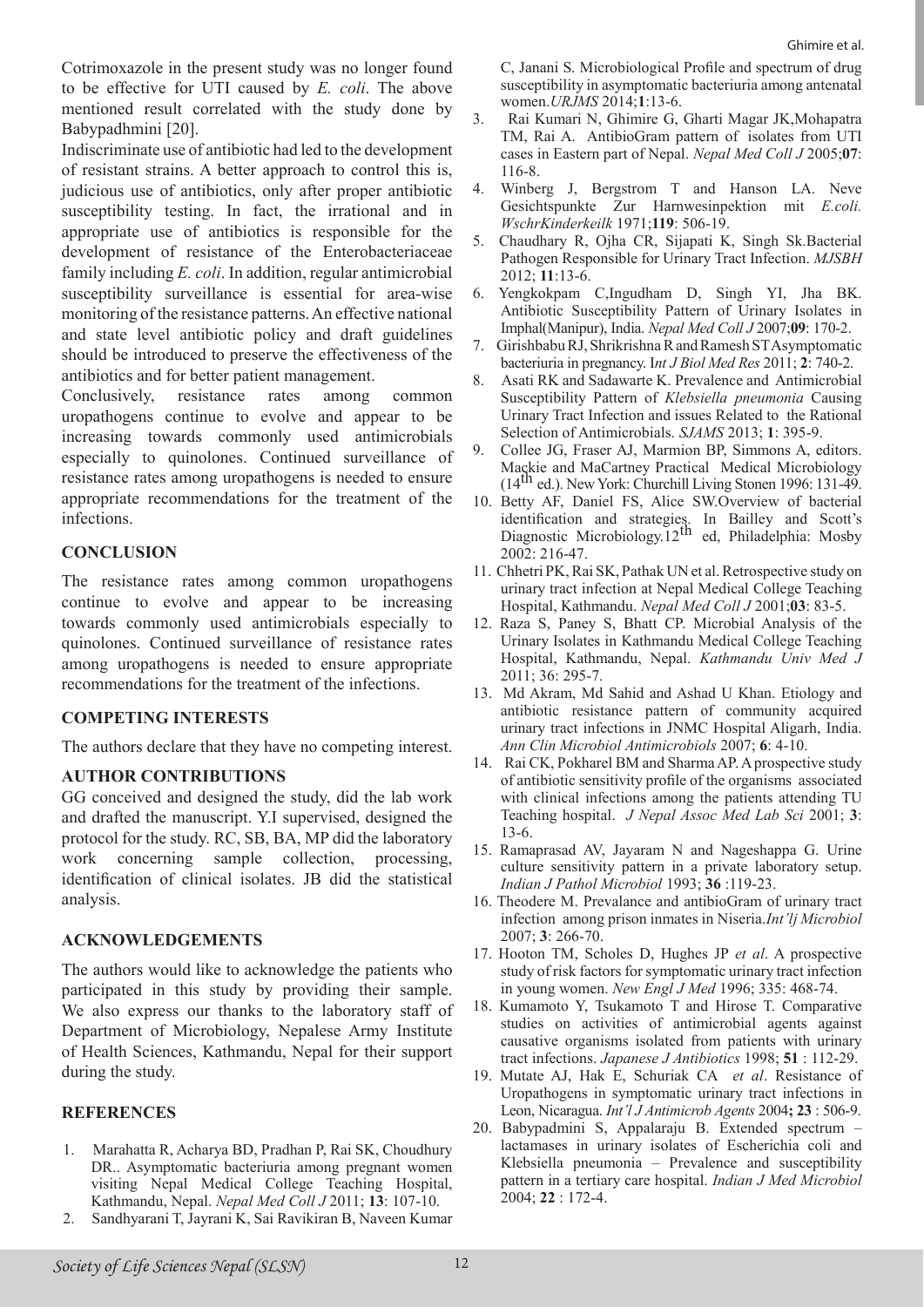Cotrimoxazole in the present study was no longer found to be effective for UTI caused by *E. coli*. The above mentioned result correlated with the study done by Babypadhmini [20].

Indiscriminate use of antibiotic had led to the development of resistant strains. A better approach to control this is, judicious use of antibiotics, only after proper antibiotic susceptibility testing. In fact, the irrational and in appropriate use of antibiotics is responsible for the development of resistance of the Enterobacteriaceae family including *E. coli*. In addition, regular antimicrobial susceptibility surveillance is essential for area-wise monitoring of the resistance patterns. An effective national and state level antibiotic policy and draft guidelines should be introduced to preserve the effectiveness of the antibiotics and for better patient management.

Conclusively, resistance rates among common uropathogens continue to evolve and appear to be increasing towards commonly used antimicrobials especially to quinolones. Continued surveillance of resistance rates among uropathogens is needed to ensure appropriate recommendations for the treatment of the infections.

## CONCLUSION

The resistance rates among common uropathogens continue to evolve and appear to be increasing towards commonly used antimicrobials especially to quinolones. Continued surveillance of resistance rates among uropathogens is needed to ensure appropriate recommendations for the treatment of the infections.

## COMPETING INTERESTS

The authors declare that they have no competing interest.

## AUTHOR CONTRIBUTIONS

GG conceived and designed the study, did the lab work and drafted the manuscript. Y.I supervised, designed the protocol for the study. RC, SB, BA, MP did the laboratory work concerning sample collection, processing, identification of clinical isolates. JB did the statistical analysis.

## ACKNOWLEDGEMENTS

The authors would like to acknowledge the patients who participated in this study by providing their sample. We also express our thanks to the laboratory staff of Department of Microbiology, Nepalese Army Institute of Health Sciences, Kathmandu, Nepal for their support during the study.

## REFERENCES

1. Marahatta R, Acharya BD, Pradhan P, Rai SK, Choudhury DR.. Asymptomatic bacteriuria among pregnant women visiting Nepal Medical College Teaching Hospital, Kathmandu, Nepal. *Nepal Med Coll J* 2011; **13**: 107-10.
2. Sandhyarani T, Jayrani K, Sai Ravikiran B, Naveen Kumar C, Janani S. Microbiological Profile and spectrum of drug susceptibility in asymptomatic bacteriuria among antenatal women.*URJMS* 2014;**1**:13-6.
3. Rai Kumari N, Ghimire G, Gharti Magar JK,Mohapatra TM, Rai A. AntibioGram pattern of isolates from UTI cases in Eastern part of Nepal. *Nepal Med Coll J* 2005;**07**: 116-8.
4. Winberg J, Bergstrom T and Hanson LA. Neve Gesichtspunkte Zur Harnwesinpektion mit *E.coli. WschrKinderkeilk* 1971;**119**: 506-19.
5. Chaudhary R, Ojha CR, Sijapati K, Singh Sk.Bacterial Pathogen Responsible for Urinary Tract Infection. *MJSBH* 2012; **11**:13-6.
6. Yengkokpam C,Ingudham D, Singh YI, Jha BK. Antibiotic Susceptibility Pattern of Urinary Isolates in Imphal(Manipur), India. *Nepal Med Coll J* 2007;**09**: 170-2.
7. Girishbabu RJ, Shrikrishna R and Ramesh ST Asymptomatic bacteriuria in pregnancy. *Int J Biol Med Res* 2011; **2**: 740-2.
8. Asati RK and Sadawarte K. Prevalence and Antimicrobial Susceptibility Pattern of *Klebsiella pneumonia* Causing Urinary Tract Infection and issues Related to the Rational Selection of Antimicrobials. *SJAMS* 2013; **1**: 395-9.
9. Collee JG, Fraser AJ, Marmion BP, Simmons A, editors. Mackie and MaCartney Practical Medical Microbiology (14th ed.). New York: Churchill Living Stonen 1996: 131-49.
10. Betty AF, Daniel FS, Alice SW.Overview of bacterial identification and strategies. In Bailley and Scott's Diagnostic Microbiology.12th ed, Philadelphia: Mosby 2002: 216-47.
11. Chhetri PK, Rai SK, Pathak UN et al. Retrospective study on urinary tract infection at Nepal Medical College Teaching Hospital, Kathmandu. *Nepal Med Coll J* 2001;**03**: 83-5.
12. Raza S, Paney S, Bhatt CP. Microbial Analysis of the Urinary Isolates in Kathmandu Medical College Teaching Hospital, Kathmandu, Nepal. *Kathmandu Univ Med J* 2011; 36: 295-7.
13. Md Akram, Md Sahid and Ashad U Khan. Etiology and antibiotic resistance pattern of community acquired urinary tract infections in JNMC Hospital Aligarh, India. *Ann Clin Microbiol Antimicrobiols* 2007; **6**: 4-10.
14. Rai CK, Pokharel BM and Sharma AP. A prospective study of antibiotic sensitivity profile of the organisms associated with clinical infections among the patients attending TU Teaching hospital. *J Nepal Assoc Med Lab Sci* 2001; **3**: 13-6.
15. Ramaprasad AV, Jayaram N and Nageshappa G. Urine culture sensitivity pattern in a private laboratory setup. *Indian J Pathol Microbiol* 1993; **36** :119-23.
16. Theodere M. Prevalance and antibioGram of urinary tract infection among prison inmates in Niseria.*Int'lj Microbiol* 2007; **3**: 266-70.
17. Hooton TM, Scholes D, Hughes JP *et al*. A prospective study of risk factors for symptomatic urinary tract infection in young women. *New Engl J Med* 1996; 335: 468-74.
18. Kumamoto Y, Tsukamoto T and Hirose T. Comparative studies on activities of antimicrobial agents against causative organisms isolated from patients with urinary tract infections. *Japanese J Antibiotics* 1998; **51** : 112-29.
19. Mutate AJ, Hak E, Schuriak CA *et al*. Resistance of Uropathogens in symptomatic urinary tract infections in Leon, Nicaragua. *Int'l J Antimicrob Agents* 2004**; 23** : 506-9.
20. Babypadmini S, Appalaraju B. Extended spectrum – lactamases in urinary isolates of Escherichia coli and Klebsiella pneumonia – Prevalence and susceptibility pattern in a tertiary care hospital. *Indian J Med Microbiol* 2004; **22** : 172-4.